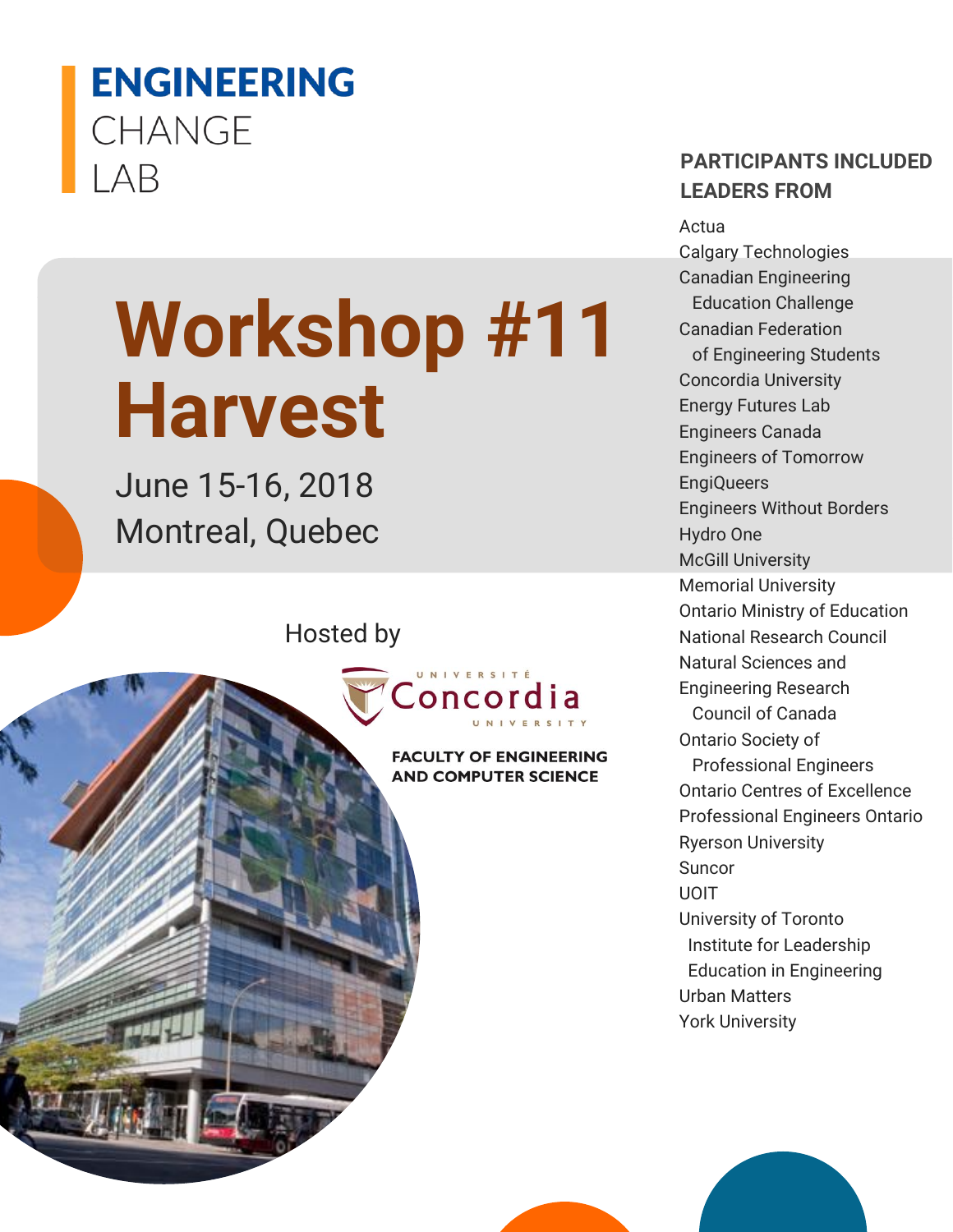**ENGINEERING**
CHANGE
LAB

# Workshop #11 Harvest

June 15-16, 2018
Montreal, Quebec

Hosted by

Université Concordia University
FACULTY OF ENGINEERING AND COMPUTER SCIENCE

## PARTICIPANTS INCLUDED LEADERS FROM

Actua
Calgary Technologies
Canadian Engineering Education Challenge
Canadian Federation of Engineering Students
Concordia University
Energy Futures Lab
Engineers Canada
Engineers of Tomorrow
EngiQueers
Engineers Without Borders
Hydro One
McGill University
Memorial University
Ontario Ministry of Education
National Research Council
Natural Sciences and Engineering Research Council of Canada
Ontario Society of Professional Engineers
Ontario Centres of Excellence
Professional Engineers Ontario
Ryerson University
Suncor
UOIT
University of Toronto Institute for Leadership Education in Engineering
Urban Matters
York University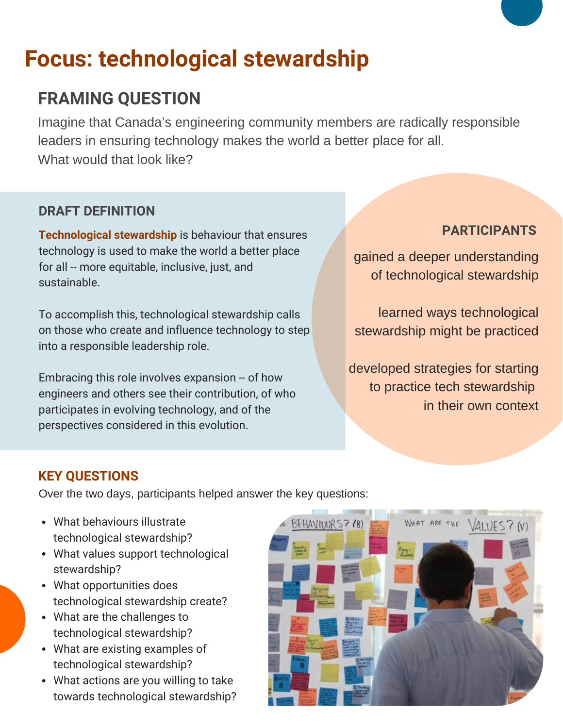# Focus: technological stewardship

## FRAMING QUESTION

Imagine that Canada's engineering community members are radically responsible leaders in ensuring technology makes the world a better place for all.
What would that look like?

### DRAFT DEFINITION

**Technological stewardship** is behaviour that ensures technology is used to make the world a better place for all -- more equitable, inclusive, just, and sustainable.

To accomplish this, technological stewardship calls on those who create and influence technology to step into a responsible leadership role.

Embracing this role involves expansion -- of how engineers and others see their contribution, of who participates in evolving technology, and of the perspectives considered in this evolution.

### PARTICIPANTS

gained a deeper understanding of technological stewardship

learned ways technological stewardship might be practiced

developed strategies for starting to practice tech stewardship in their own context

### KEY QUESTIONS

Over the two days, participants helped answer the key questions:

- What behaviours illustrate technological stewardship?
- What values support technological stewardship?
- What opportunities does technological stewardship create?
- What are the challenges to technological stewardship?
- What are existing examples of technological stewardship?
- What actions are you willing to take towards technological stewardship?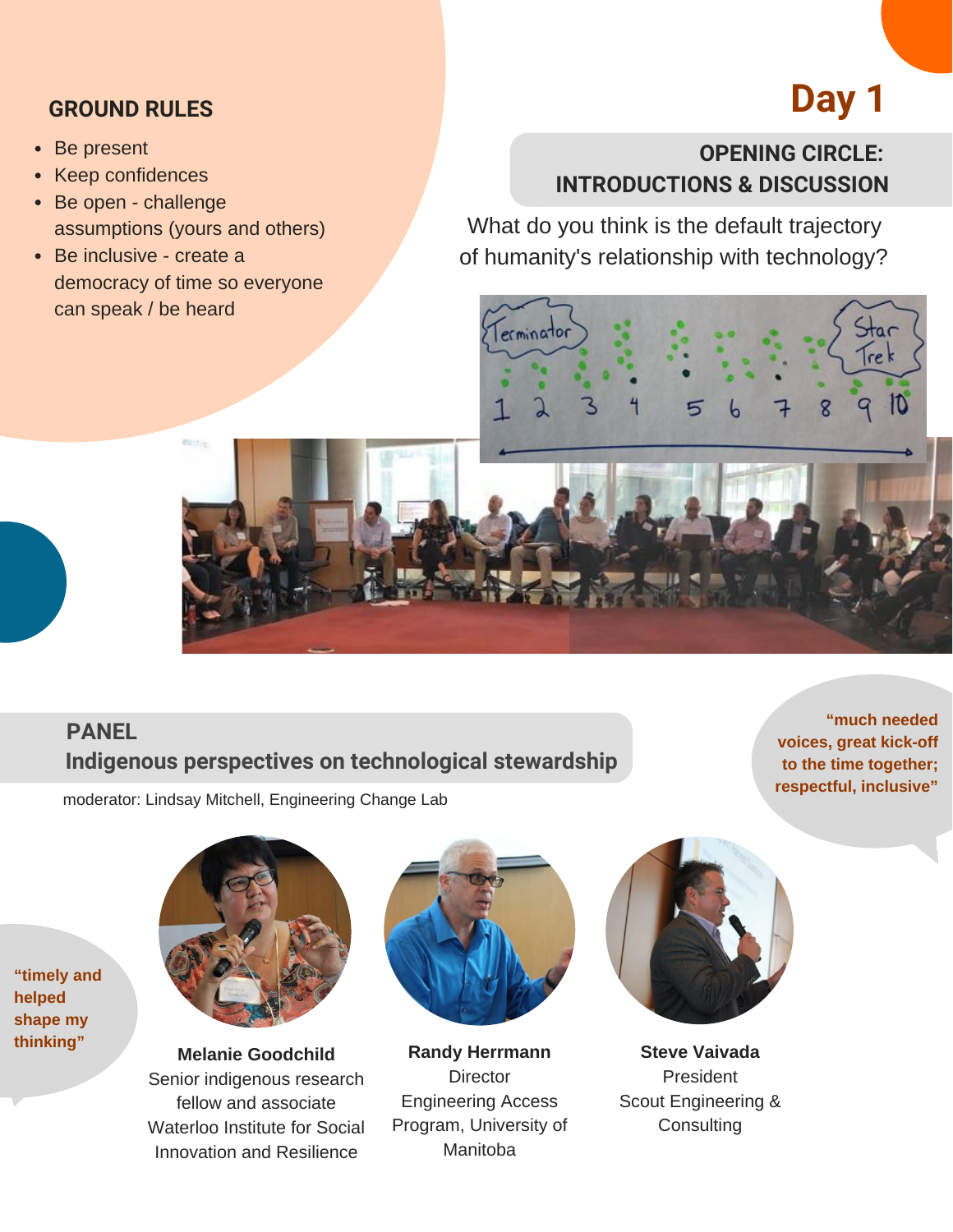## GROUND RULES

- Be present
- Keep confidences
- Be open - challenge assumptions (yours and others)
- Be inclusive - create a democracy of time so everyone can speak / be heard

# Day 1

## OPENING CIRCLE: INTRODUCTIONS & DISCUSSION

What do you think is the default trajectory of humanity's relationship with technology?

## PANEL

## Indigenous perspectives on technological stewardship

moderator: Lindsay Mitchell, Engineering Change Lab

**"much needed voices, great kick-off to the time together; respectful, inclusive"**

**"timely and helped shape my thinking"**

**Melanie Goodchild**
Senior indigenous research fellow and associate
Waterloo Institute for Social Innovation and Resilience

**Randy Herrmann**
Director
Engineering Access Program, University of Manitoba

**Steve Vaivada**
President
Scout Engineering & Consulting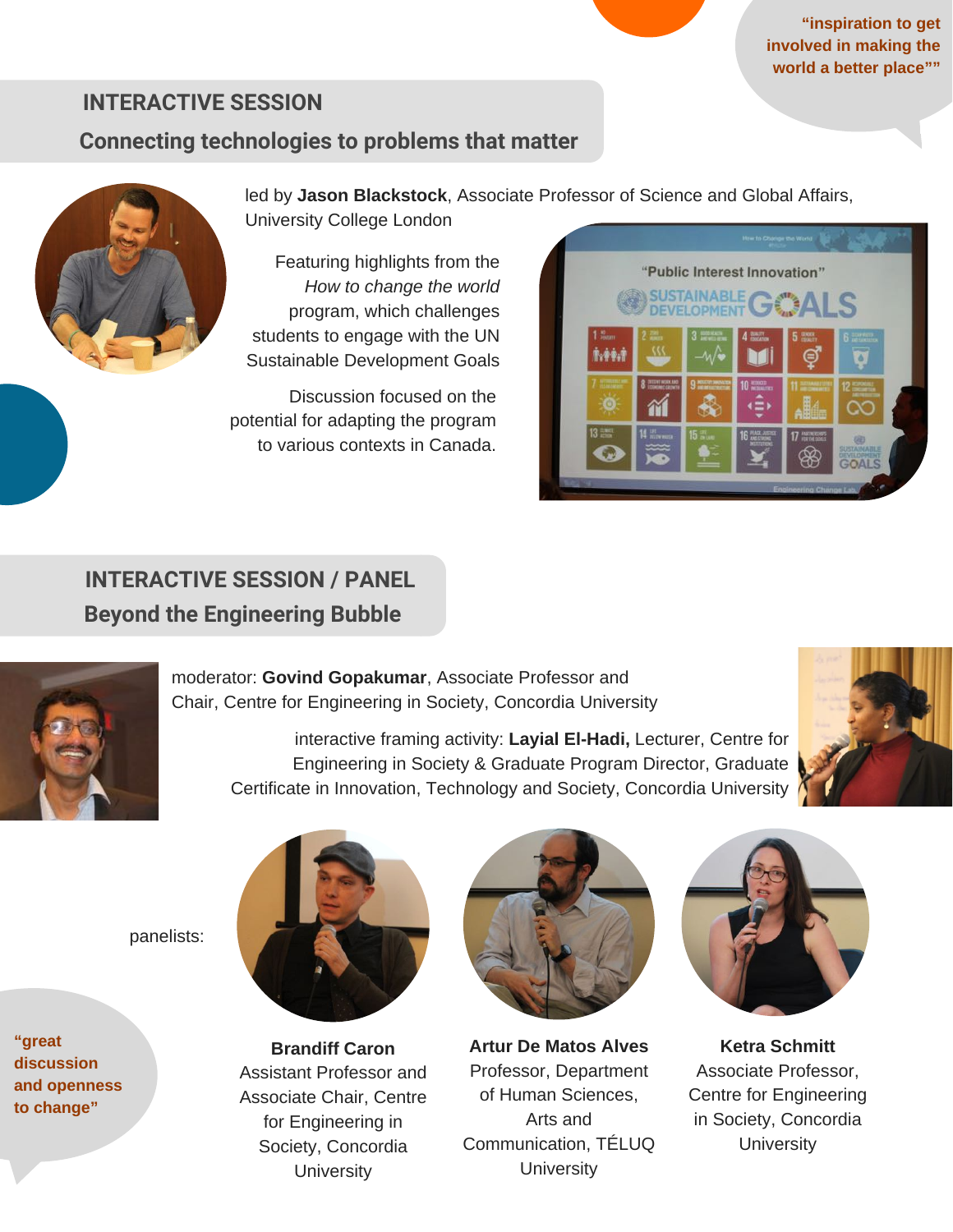"inspiration to get involved in making the world a better place""

## INTERACTIVE SESSION

### Connecting technologies to problems that matter

led by **Jason Blackstock**, Associate Professor of Science and Global Affairs, University College London

Featuring highlights from the *How to change the world* program, which challenges students to engage with the UN Sustainable Development Goals

Discussion focused on the potential for adapting the program to various contexts in Canada.

## INTERACTIVE SESSION / PANEL

### Beyond the Engineering Bubble

moderator: **Govind Gopakumar**, Associate Professor and Chair, Centre for Engineering in Society, Concordia University

interactive framing activity: **Layial El-Hadi,** Lecturer, Centre for Engineering in Society & Graduate Program Director, Graduate Certificate in Innovation, Technology and Society, Concordia University

panelists:

**Brandiff Caron**
Assistant Professor and Associate Chair, Centre for Engineering in Society, Concordia University

**Artur De Matos Alves**
Professor, Department of Human Sciences, Arts and Communication, TÉLUQ University

**Ketra Schmitt**
Associate Professor, Centre for Engineering in Society, Concordia University

"great discussion and openness to change"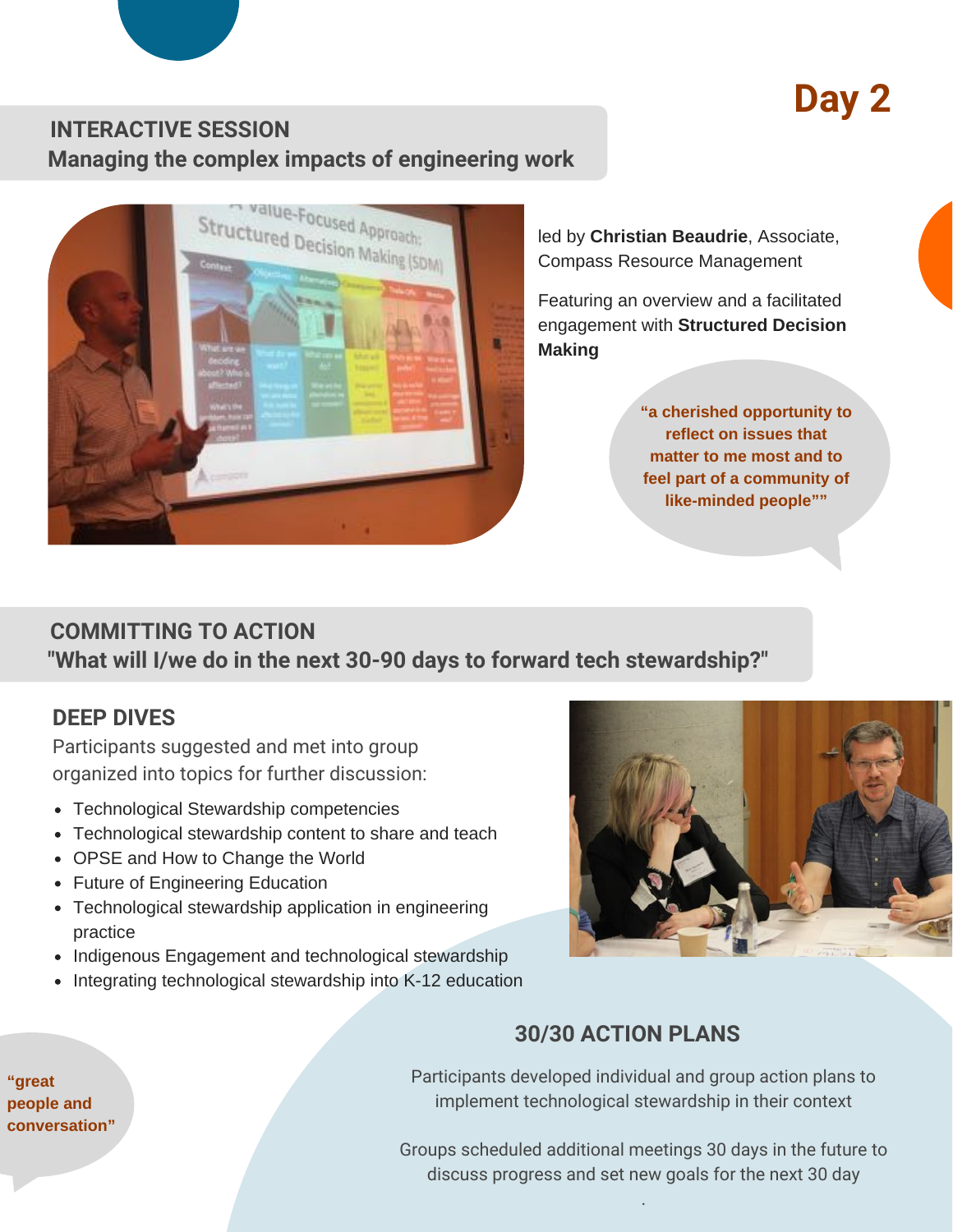# Day 2

## INTERACTIVE SESSION
### Managing the complex impacts of engineering work

led by **Christian Beaudrie**, Associate, Compass Resource Management

Featuring an overview and a facilitated engagement with **Structured Decision Making**

**"a cherished opportunity to reflect on issues that matter to me most and to feel part of a community of like-minded people""**

## COMMITTING TO ACTION
### "What will I/we do in the next 30-90 days to forward tech stewardship?"

### DEEP DIVES

Participants suggested and met into group organized into topics for further discussion:

- Technological Stewardship competencies
- Technological stewardship content to share and teach
- OPSE and How to Change the World
- Future of Engineering Education
- Technological stewardship application in engineering practice
- Indigenous Engagement and technological stewardship
- Integrating technological stewardship into K-12 education

**"great people and conversation"**

### 30/30 ACTION PLANS

Participants developed individual and group action plans to implement technological stewardship in their context

Groups scheduled additional meetings 30 days in the future to discuss progress and set new goals for the next 30 day

.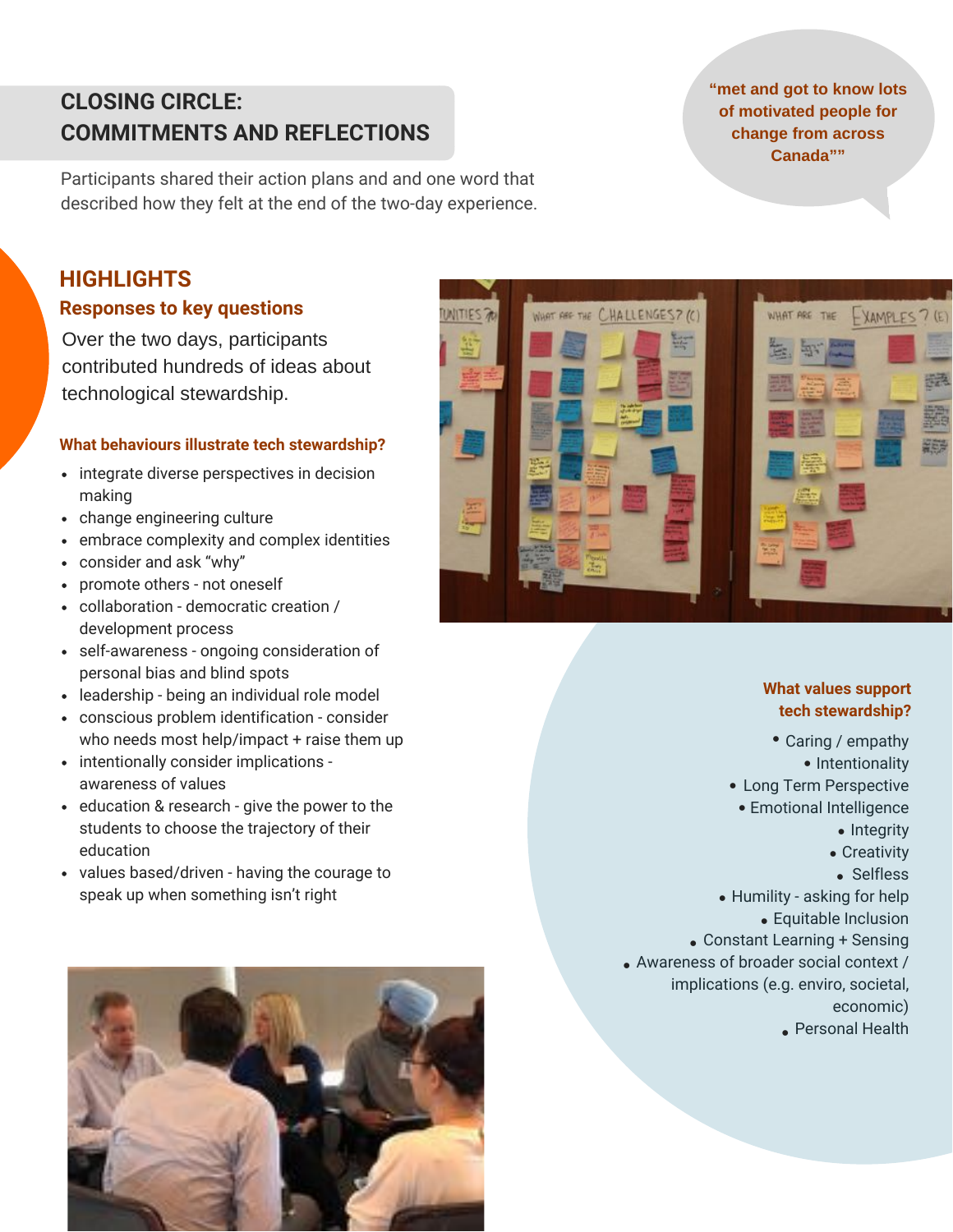## CLOSING CIRCLE: COMMITMENTS AND REFLECTIONS

Participants shared their action plans and and one word that described how they felt at the end of the two-day experience.

**“met and got to know lots of motivated people for change from across Canada””**

## HIGHLIGHTS

### Responses to key questions

Over the two days, participants contributed hundreds of ideas about technological stewardship.

#### What behaviours illustrate tech stewardship?

- integrate diverse perspectives in decision making
- change engineering culture
- embrace complexity and complex identities
- consider and ask “why”
- promote others - not oneself
- collaboration - democratic creation / development process
- self-awareness - ongoing consideration of personal bias and blind spots
- leadership - being an individual role model
- conscious problem identification - consider who needs most help/impact + raise them up
- intentionally consider implications - awareness of values
- education & research - give the power to the students to choose the trajectory of their education
- values based/driven - having the courage to speak up when something isn’t right

#### What values support tech stewardship?

- Caring / empathy
- Intentionality
- Long Term Perspective
- Emotional Intelligence
- Integrity
- Creativity
- Selfless
- Humility - asking for help
- Equitable Inclusion
- Constant Learning + Sensing
- Awareness of broader social context / implications (e.g. enviro, societal, economic)
- Personal Health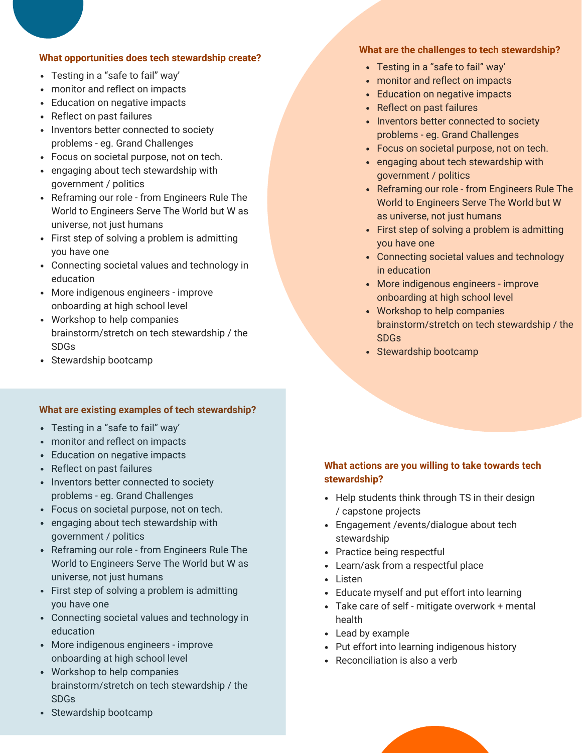### What opportunities does tech stewardship create?

- Testing in a "safe to fail" way'
- monitor and reflect on impacts
- Education on negative impacts
- Reflect on past failures
- Inventors better connected to society problems - eg. Grand Challenges
- Focus on societal purpose, not on tech.
- engaging about tech stewardship with government / politics
- Reframing our role - from Engineers Rule The World to Engineers Serve The World but W as universe, not just humans
- First step of solving a problem is admitting you have one
- Connecting societal values and technology in education
- More indigenous engineers - improve onboarding at high school level
- Workshop to help companies brainstorm/stretch on tech stewardship / the SDGs
- Stewardship bootcamp

### What are the challenges to tech stewardship?

- Testing in a "safe to fail" way'
- monitor and reflect on impacts
- Education on negative impacts
- Reflect on past failures
- Inventors better connected to society problems - eg. Grand Challenges
- Focus on societal purpose, not on tech.
- engaging about tech stewardship with government / politics
- Reframing our role - from Engineers Rule The World to Engineers Serve The World but W as universe, not just humans
- First step of solving a problem is admitting you have one
- Connecting societal values and technology in education
- More indigenous engineers - improve onboarding at high school level
- Workshop to help companies brainstorm/stretch on tech stewardship / the SDGs
- Stewardship bootcamp

### What are existing examples of tech stewardship?

- Testing in a "safe to fail" way'
- monitor and reflect on impacts
- Education on negative impacts
- Reflect on past failures
- Inventors better connected to society problems - eg. Grand Challenges
- Focus on societal purpose, not on tech.
- engaging about tech stewardship with government / politics
- Reframing our role - from Engineers Rule The World to Engineers Serve The World but W as universe, not just humans
- First step of solving a problem is admitting you have one
- Connecting societal values and technology in education
- More indigenous engineers - improve onboarding at high school level
- Workshop to help companies brainstorm/stretch on tech stewardship / the SDGs
- Stewardship bootcamp

### What actions are you willing to take towards tech stewardship?

- Help students think through TS in their design / capstone projects
- Engagement /events/dialogue about tech stewardship
- Practice being respectful
- Learn/ask from a respectful place
- Listen
- Educate myself and put effort into learning
- Take care of self - mitigate overwork + mental health
- Lead by example
- Put effort into learning indigenous history
- Reconciliation is also a verb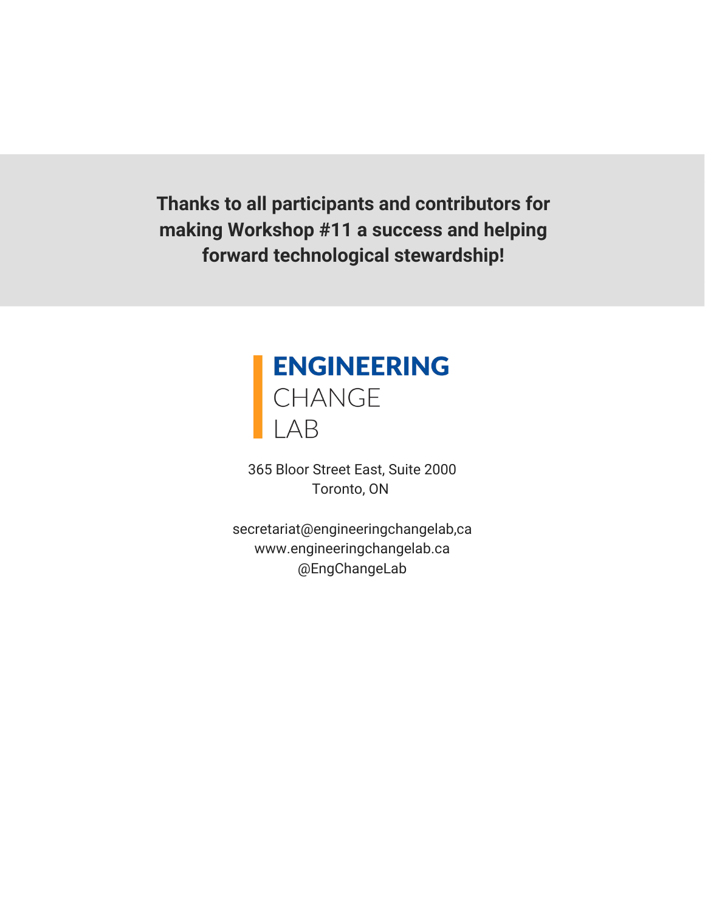**Thanks to all participants and contributors for making Workshop #11 a success and helping forward technological stewardship!**

ENGINEERING
CHANGE
LAB

365 Bloor Street East, Suite 2000
Toronto, ON

secretariat@engineeringchangelab,ca
www.engineeringchangelab.ca
@EngChangeLab